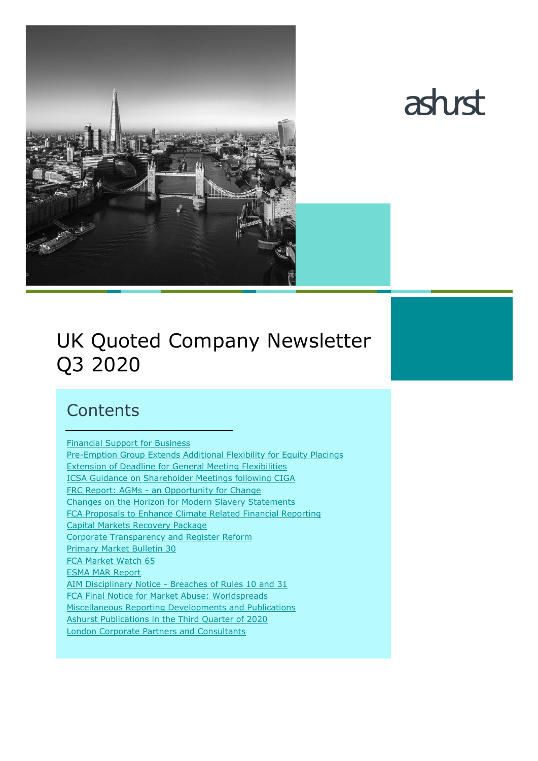ashurst

# UK Quoted Company Newsletter Q3 2020

## Contents

- Financial Support for Business
- Pre-Emption Group Extends Additional Flexibility for Equity Placings
- Extension of Deadline for General Meeting Flexibilities
- ICSA Guidance on Shareholder Meetings following CIGA
- FRC Report: AGMs - an Opportunity for Change
- Changes on the Horizon for Modern Slavery Statements
- FCA Proposals to Enhance Climate Related Financial Reporting
- Capital Markets Recovery Package
- Corporate Transparency and Register Reform
- Primary Market Bulletin 30
- FCA Market Watch 65
- ESMA MAR Report
- AIM Disciplinary Notice - Breaches of Rules 10 and 31
- FCA Final Notice for Market Abuse: Worldspreads
- Miscellaneous Reporting Developments and Publications
- Ashurst Publications in the Third Quarter of 2020
- London Corporate Partners and Consultants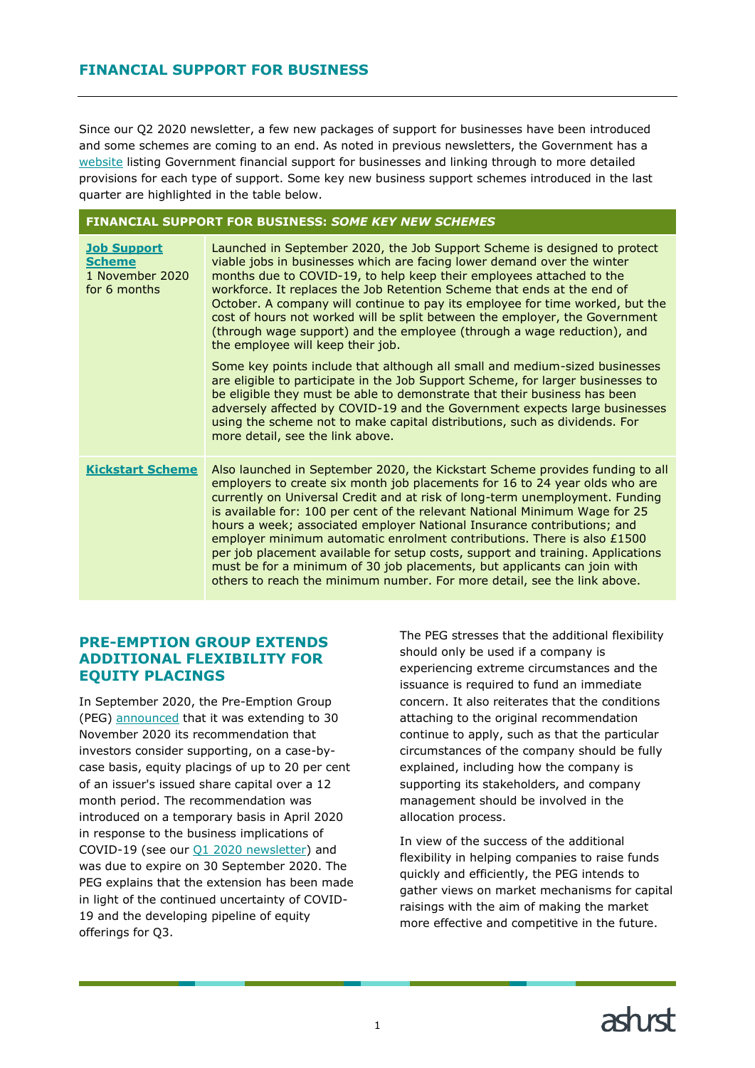## FINANCIAL SUPPORT FOR BUSINESS

Since our Q2 2020 newsletter, a few new packages of support for businesses have been introduced and some schemes are coming to an end. As noted in previous newsletters, the Government has a website listing Government financial support for businesses and linking through to more detailed provisions for each type of support. Some key new business support schemes introduced in the last quarter are highlighted in the table below.

| FINANCIAL SUPPORT FOR BUSINESS: *SOME KEY NEW SCHEMES* | |
|---|---|
| **Job Support Scheme** 1 November 2020 for 6 months | Launched in September 2020, the Job Support Scheme is designed to protect viable jobs in businesses which are facing lower demand over the winter months due to COVID-19, to help keep their employees attached to the workforce. It replaces the Job Retention Scheme that ends at the end of October. A company will continue to pay its employee for time worked, but the cost of hours not worked will be split between the employer, the Government (through wage support) and the employee (through a wage reduction), and the employee will keep their job.<br><br>Some key points include that although all small and medium-sized businesses are eligible to participate in the Job Support Scheme, for larger businesses to be eligible they must be able to demonstrate that their business has been adversely affected by COVID-19 and the Government expects large businesses using the scheme not to make capital distributions, such as dividends. For more detail, see the link above. |
| **Kickstart Scheme** | Also launched in September 2020, the Kickstart Scheme provides funding to all employers to create six month job placements for 16 to 24 year olds who are currently on Universal Credit and at risk of long-term unemployment. Funding is available for: 100 per cent of the relevant National Minimum Wage for 25 hours a week; associated employer National Insurance contributions; and employer minimum automatic enrolment contributions. There is also £1500 per job placement available for setup costs, support and training. Applications must be for a minimum of 30 job placements, but applicants can join with others to reach the minimum number. For more detail, see the link above. |

## PRE-EMPTION GROUP EXTENDS ADDITIONAL FLEXIBILITY FOR EQUITY PLACINGS

In September 2020, the Pre-Emption Group (PEG) announced that it was extending to 30 November 2020 its recommendation that investors consider supporting, on a case-by-case basis, equity placings of up to 20 per cent of an issuer's issued share capital over a 12 month period. The recommendation was introduced on a temporary basis in April 2020 in response to the business implications of COVID-19 (see our Q1 2020 newsletter) and was due to expire on 30 September 2020. The PEG explains that the extension has been made in light of the continued uncertainty of COVID-19 and the developing pipeline of equity offerings for Q3.

The PEG stresses that the additional flexibility should only be used if a company is experiencing extreme circumstances and the issuance is required to fund an immediate concern. It also reiterates that the conditions attaching to the original recommendation continue to apply, such as that the particular circumstances of the company should be fully explained, including how the company is supporting its stakeholders, and company management should be involved in the allocation process.

In view of the success of the additional flexibility in helping companies to raise funds quickly and efficiently, the PEG intends to gather views on market mechanisms for capital raisings with the aim of making the market more effective and competitive in the future.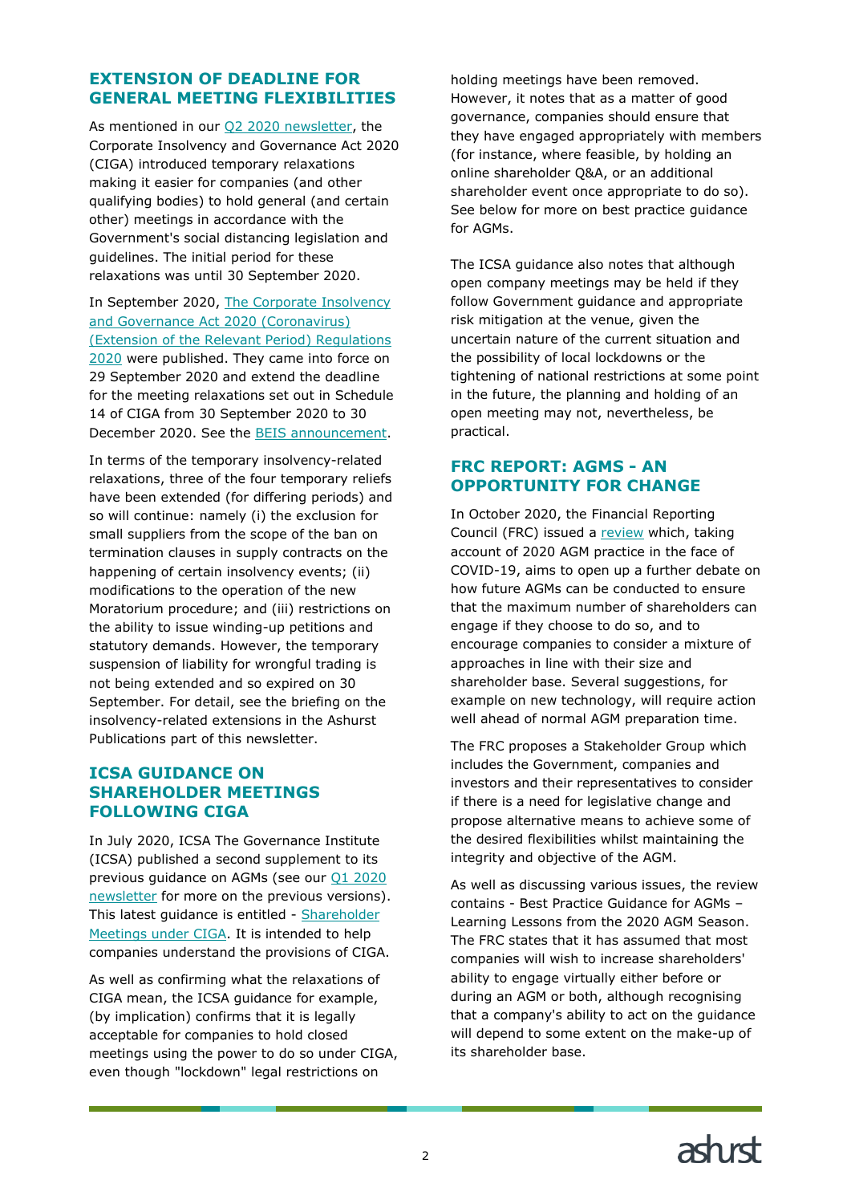## EXTENSION OF DEADLINE FOR GENERAL MEETING FLEXIBILITIES

As mentioned in our Q2 2020 newsletter, the Corporate Insolvency and Governance Act 2020 (CIGA) introduced temporary relaxations making it easier for companies (and other qualifying bodies) to hold general (and certain other) meetings in accordance with the Government's social distancing legislation and guidelines. The initial period for these relaxations was until 30 September 2020.

In September 2020, The Corporate Insolvency and Governance Act 2020 (Coronavirus) (Extension of the Relevant Period) Regulations 2020 were published. They came into force on 29 September 2020 and extend the deadline for the meeting relaxations set out in Schedule 14 of CIGA from 30 September 2020 to 30 December 2020. See the BEIS announcement.

In terms of the temporary insolvency-related relaxations, three of the four temporary reliefs have been extended (for differing periods) and so will continue: namely (i) the exclusion for small suppliers from the scope of the ban on termination clauses in supply contracts on the happening of certain insolvency events; (ii) modifications to the operation of the new Moratorium procedure; and (iii) restrictions on the ability to issue winding-up petitions and statutory demands. However, the temporary suspension of liability for wrongful trading is not being extended and so expired on 30 September. For detail, see the briefing on the insolvency-related extensions in the Ashurst Publications part of this newsletter.

## ICSA GUIDANCE ON SHAREHOLDER MEETINGS FOLLOWING CIGA

In July 2020, ICSA The Governance Institute (ICSA) published a second supplement to its previous guidance on AGMs (see our Q1 2020 newsletter for more on the previous versions). This latest guidance is entitled - Shareholder Meetings under CIGA. It is intended to help companies understand the provisions of CIGA.

As well as confirming what the relaxations of CIGA mean, the ICSA guidance for example, (by implication) confirms that it is legally acceptable for companies to hold closed meetings using the power to do so under CIGA, even though "lockdown" legal restrictions on holding meetings have been removed. However, it notes that as a matter of good governance, companies should ensure that they have engaged appropriately with members (for instance, where feasible, by holding an online shareholder Q&A, or an additional shareholder event once appropriate to do so). See below for more on best practice guidance for AGMs.

The ICSA guidance also notes that although open company meetings may be held if they follow Government guidance and appropriate risk mitigation at the venue, given the uncertain nature of the current situation and the possibility of local lockdowns or the tightening of national restrictions at some point in the future, the planning and holding of an open meeting may not, nevertheless, be practical.

## FRC REPORT: AGMS - AN OPPORTUNITY FOR CHANGE

In October 2020, the Financial Reporting Council (FRC) issued a review which, taking account of 2020 AGM practice in the face of COVID-19, aims to open up a further debate on how future AGMs can be conducted to ensure that the maximum number of shareholders can engage if they choose to do so, and to encourage companies to consider a mixture of approaches in line with their size and shareholder base. Several suggestions, for example on new technology, will require action well ahead of normal AGM preparation time.

The FRC proposes a Stakeholder Group which includes the Government, companies and investors and their representatives to consider if there is a need for legislative change and propose alternative means to achieve some of the desired flexibilities whilst maintaining the integrity and objective of the AGM.

As well as discussing various issues, the review contains - Best Practice Guidance for AGMs – Learning Lessons from the 2020 AGM Season. The FRC states that it has assumed that most companies will wish to increase shareholders' ability to engage virtually either before or during an AGM or both, although recognising that a company's ability to act on the guidance will depend to some extent on the make-up of its shareholder base.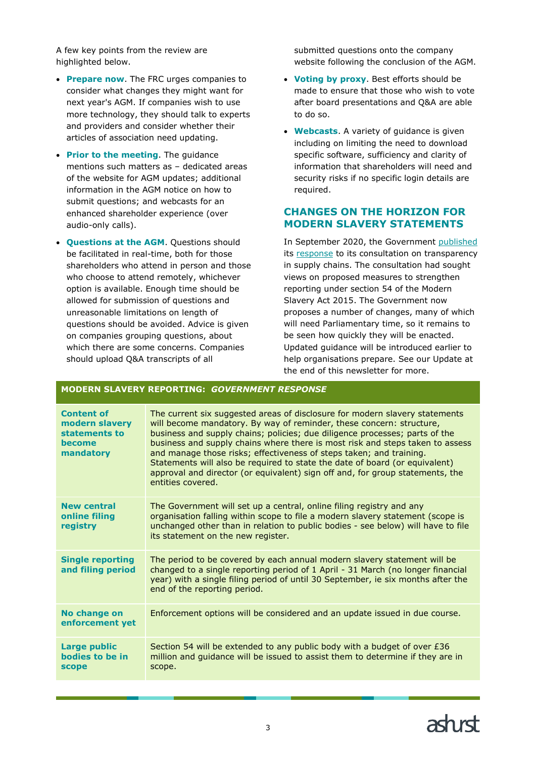A few key points from the review are highlighted below.

- **Prepare now**. The FRC urges companies to consider what changes they might want for next year's AGM. If companies wish to use more technology, they should talk to experts and providers and consider whether their articles of association need updating.
- **Prior to the meeting**. The guidance mentions such matters as – dedicated areas of the website for AGM updates; additional information in the AGM notice on how to submit questions; and webcasts for an enhanced shareholder experience (over audio-only calls).
- **Questions at the AGM**. Questions should be facilitated in real-time, both for those shareholders who attend in person and those who choose to attend remotely, whichever option is available. Enough time should be allowed for submission of questions and unreasonable limitations on length of questions should be avoided. Advice is given on companies grouping questions, about which there are some concerns. Companies should upload Q&A transcripts of all submitted questions onto the company website following the conclusion of the AGM.
- **Voting by proxy**. Best efforts should be made to ensure that those who wish to vote after board presentations and Q&A are able to do so.
- **Webcasts**. A variety of guidance is given including on limiting the need to download specific software, sufficiency and clarity of information that shareholders will need and security risks if no specific login details are required.

## CHANGES ON THE HORIZON FOR MODERN SLAVERY STATEMENTS

In September 2020, the Government published its response to its consultation on transparency in supply chains. The consultation had sought views on proposed measures to strengthen reporting under section 54 of the Modern Slavery Act 2015. The Government now proposes a number of changes, many of which will need Parliamentary time, so it remains to be seen how quickly they will be enacted. Updated guidance will be introduced earlier to help organisations prepare. See our Update at the end of this newsletter for more.

| **MODERN SLAVERY REPORTING: *GOVERNMENT RESPONSE*** | |
|---|---|
| **Content of modern slavery statements to become mandatory** | The current six suggested areas of disclosure for modern slavery statements will become mandatory. By way of reminder, these concern: structure, business and supply chains; policies; due diligence processes; parts of the business and supply chains where there is most risk and steps taken to assess and manage those risks; effectiveness of steps taken; and training. Statements will also be required to state the date of board (or equivalent) approval and director (or equivalent) sign off and, for group statements, the entities covered. |
| **New central online filing registry** | The Government will set up a central, online filing registry and any organisation falling within scope to file a modern slavery statement (scope is unchanged other than in relation to public bodies - see below) will have to file its statement on the new register. |
| **Single reporting and filing period** | The period to be covered by each annual modern slavery statement will be changed to a single reporting period of 1 April - 31 March (no longer financial year) with a single filing period of until 30 September, ie six months after the end of the reporting period. |
| **No change on enforcement yet** | Enforcement options will be considered and an update issued in due course. |
| **Large public bodies to be in scope** | Section 54 will be extended to any public body with a budget of over £36 million and guidance will be issued to assist them to determine if they are in scope. |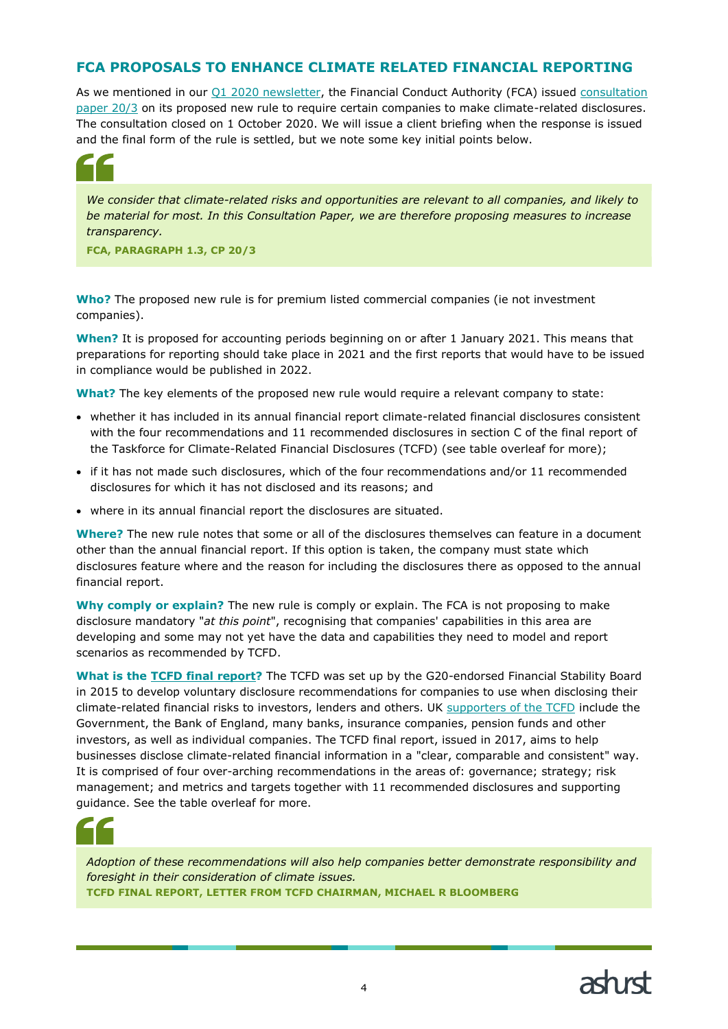## FCA PROPOSALS TO ENHANCE CLIMATE RELATED FINANCIAL REPORTING

As we mentioned in our Q1 2020 newsletter, the Financial Conduct Authority (FCA) issued consultation paper 20/3 on its proposed new rule to require certain companies to make climate-related disclosures. The consultation closed on 1 October 2020. We will issue a client briefing when the response is issued and the final form of the rule is settled, but we note some key initial points below.

> *We consider that climate-related risks and opportunities are relevant to all companies, and likely to be material for most. In this Consultation Paper, we are therefore proposing measures to increase transparency.*
>
> **FCA, PARAGRAPH 1.3, CP 20/3**

**Who?** The proposed new rule is for premium listed commercial companies (ie not investment companies).

**When?** It is proposed for accounting periods beginning on or after 1 January 2021. This means that preparations for reporting should take place in 2021 and the first reports that would have to be issued in compliance would be published in 2022.

**What?** The key elements of the proposed new rule would require a relevant company to state:

- whether it has included in its annual financial report climate-related financial disclosures consistent with the four recommendations and 11 recommended disclosures in section C of the final report of the Taskforce for Climate-Related Financial Disclosures (TCFD) (see table overleaf for more);
- if it has not made such disclosures, which of the four recommendations and/or 11 recommended disclosures for which it has not disclosed and its reasons; and
- where in its annual financial report the disclosures are situated.

**Where?** The new rule notes that some or all of the disclosures themselves can feature in a document other than the annual financial report. If this option is taken, the company must state which disclosures feature where and the reason for including the disclosures there as opposed to the annual financial report.

**Why comply or explain?** The new rule is comply or explain. The FCA is not proposing to make disclosure mandatory "*at this point*", recognising that companies' capabilities in this area are developing and some may not yet have the data and capabilities they need to model and report scenarios as recommended by TCFD.

**What is the TCFD final report?** The TCFD was set up by the G20-endorsed Financial Stability Board in 2015 to develop voluntary disclosure recommendations for companies to use when disclosing their climate-related financial risks to investors, lenders and others. UK supporters of the TCFD include the Government, the Bank of England, many banks, insurance companies, pension funds and other investors, as well as individual companies. The TCFD final report, issued in 2017, aims to help businesses disclose climate-related financial information in a "clear, comparable and consistent" way. It is comprised of four over-arching recommendations in the areas of: governance; strategy; risk management; and metrics and targets together with 11 recommended disclosures and supporting guidance. See the table overleaf for more.

> *Adoption of these recommendations will also help companies better demonstrate responsibility and foresight in their consideration of climate issues.*
>
> **TCFD FINAL REPORT, LETTER FROM TCFD CHAIRMAN, MICHAEL R BLOOMBERG**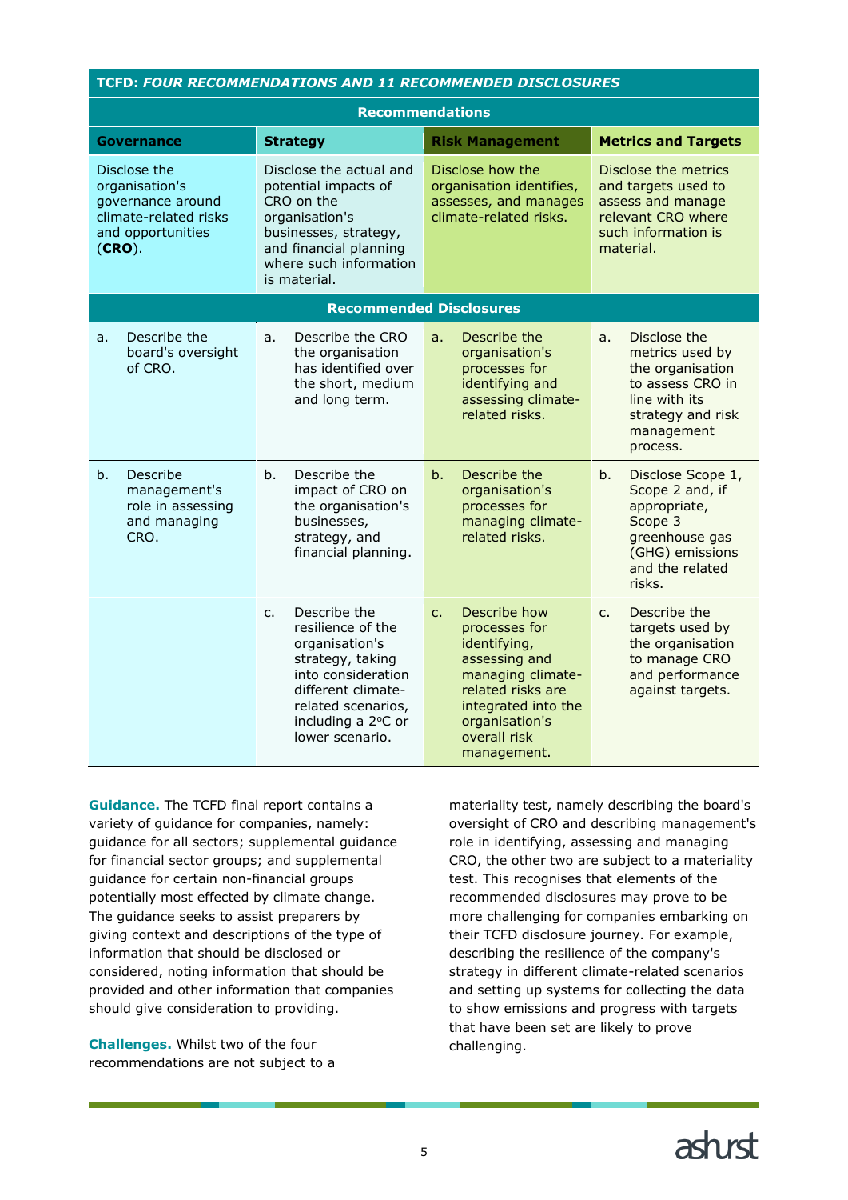| TCFD: *FOUR RECOMMENDATIONS AND 11 RECOMMENDED DISCLOSURES* | | | |
|---|---|---|---|
| **Recommendations** | | | |
| **Governance** | **Strategy** | **Risk Management** | **Metrics and Targets** |
| Disclose the organisation's governance around climate-related risks and opportunities (**CRO**). | Disclose the actual and potential impacts of CRO on the organisation's businesses, strategy, and financial planning where such information is material. | Disclose how the organisation identifies, assesses, and manages climate-related risks. | Disclose the metrics and targets used to assess and manage relevant CRO where such information is material. |
| **Recommended Disclosures** | | | |
| a. Describe the board's oversight of CRO. | a. Describe the CRO the organisation has identified over the short, medium and long term. | a. Describe the organisation's processes for identifying and assessing climate-related risks. | a. Disclose the metrics used by the organisation to assess CRO in line with its strategy and risk management process. |
| b. Describe management's role in assessing and managing CRO. | b. Describe the impact of CRO on the organisation's businesses, strategy, and financial planning. | b. Describe the organisation's processes for managing climate-related risks. | b. Disclose Scope 1, Scope 2 and, if appropriate, Scope 3 greenhouse gas (GHG) emissions and the related risks. |
| | c. Describe the resilience of the organisation's strategy, taking into consideration different climate-related scenarios, including a 2ºC or lower scenario. | c. Describe how processes for identifying, assessing and managing climate-related risks are integrated into the organisation's overall risk management. | c. Describe the targets used by the organisation to manage CRO and performance against targets. |

**Guidance.** The TCFD final report contains a variety of guidance for companies, namely: guidance for all sectors; supplemental guidance for financial sector groups; and supplemental guidance for certain non-financial groups potentially most effected by climate change. The guidance seeks to assist preparers by giving context and descriptions of the type of information that should be disclosed or considered, noting information that should be provided and other information that companies should give consideration to providing.

**Challenges.** Whilst two of the four recommendations are not subject to a materiality test, namely describing the board's oversight of CRO and describing management's role in identifying, assessing and managing CRO, the other two are subject to a materiality test. This recognises that elements of the recommended disclosures may prove to be more challenging for companies embarking on their TCFD disclosure journey. For example, describing the resilience of the company's strategy in different climate-related scenarios and setting up systems for collecting the data to show emissions and progress with targets that have been set are likely to prove challenging.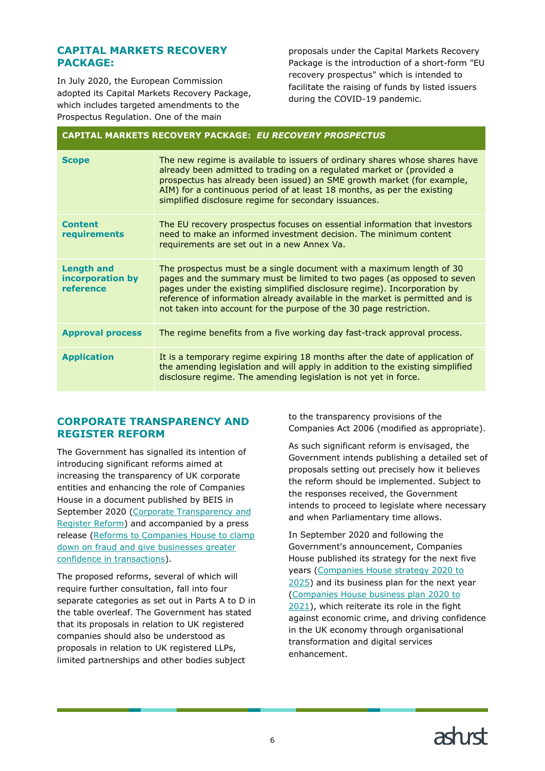## CAPITAL MARKETS RECOVERY PACKAGE:

In July 2020, the European Commission adopted its Capital Markets Recovery Package, which includes targeted amendments to the Prospectus Regulation. One of the main proposals under the Capital Markets Recovery Package is the introduction of a short-form "EU recovery prospectus" which is intended to facilitate the raising of funds by listed issuers during the COVID-19 pandemic.

| CAPITAL MARKETS RECOVERY PACKAGE: *EU RECOVERY PROSPECTUS* | |
|---|---|
| **Scope** | The new regime is available to issuers of ordinary shares whose shares have already been admitted to trading on a regulated market or (provided a prospectus has already been issued) an SME growth market (for example, AIM) for a continuous period of at least 18 months, as per the existing simplified disclosure regime for secondary issuances. |
| **Content requirements** | The EU recovery prospectus focuses on essential information that investors need to make an informed investment decision. The minimum content requirements are set out in a new Annex Va. |
| **Length and incorporation by reference** | The prospectus must be a single document with a maximum length of 30 pages and the summary must be limited to two pages (as opposed to seven pages under the existing simplified disclosure regime). Incorporation by reference of information already available in the market is permitted and is not taken into account for the purpose of the 30 page restriction. |
| **Approval process** | The regime benefits from a five working day fast-track approval process. |
| **Application** | It is a temporary regime expiring 18 months after the date of application of the amending legislation and will apply in addition to the existing simplified disclosure regime. The amending legislation is not yet in force. |

## CORPORATE TRANSPARENCY AND REGISTER REFORM

The Government has signalled its intention of introducing significant reforms aimed at increasing the transparency of UK corporate entities and enhancing the role of Companies House in a document published by BEIS in September 2020 (Corporate Transparency and Register Reform) and accompanied by a press release (Reforms to Companies House to clamp down on fraud and give businesses greater confidence in transactions).

The proposed reforms, several of which will require further consultation, fall into four separate categories as set out in Parts A to D in the table overleaf. The Government has stated that its proposals in relation to UK registered companies should also be understood as proposals in relation to UK registered LLPs, limited partnerships and other bodies subject to the transparency provisions of the Companies Act 2006 (modified as appropriate).

As such significant reform is envisaged, the Government intends publishing a detailed set of proposals setting out precisely how it believes the reform should be implemented. Subject to the responses received, the Government intends to proceed to legislate where necessary and when Parliamentary time allows.

In September 2020 and following the Government's announcement, Companies House published its strategy for the next five years (Companies House strategy 2020 to 2025) and its business plan for the next year (Companies House business plan 2020 to 2021), which reiterate its role in the fight against economic crime, and driving confidence in the UK economy through organisational transformation and digital services enhancement.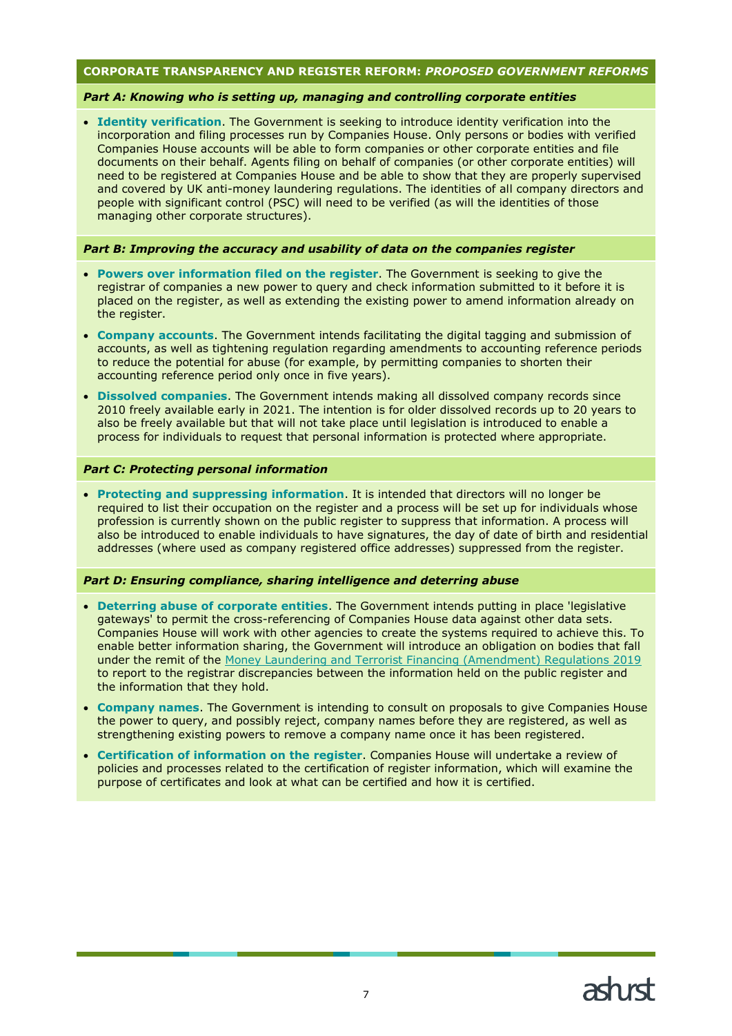## CORPORATE TRANSPARENCY AND REGISTER REFORM: *PROPOSED GOVERNMENT REFORMS*

### *Part A: Knowing who is setting up, managing and controlling corporate entities*

- **Identity verification**. The Government is seeking to introduce identity verification into the incorporation and filing processes run by Companies House. Only persons or bodies with verified Companies House accounts will be able to form companies or other corporate entities and file documents on their behalf. Agents filing on behalf of companies (or other corporate entities) will need to be registered at Companies House and be able to show that they are properly supervised and covered by UK anti-money laundering regulations. The identities of all company directors and people with significant control (PSC) will need to be verified (as will the identities of those managing other corporate structures).

### *Part B: Improving the accuracy and usability of data on the companies register*

- **Powers over information filed on the register**. The Government is seeking to give the registrar of companies a new power to query and check information submitted to it before it is placed on the register, as well as extending the existing power to amend information already on the register.
- **Company accounts**. The Government intends facilitating the digital tagging and submission of accounts, as well as tightening regulation regarding amendments to accounting reference periods to reduce the potential for abuse (for example, by permitting companies to shorten their accounting reference period only once in five years).
- **Dissolved companies**. The Government intends making all dissolved company records since 2010 freely available early in 2021. The intention is for older dissolved records up to 20 years to also be freely available but that will not take place until legislation is introduced to enable a process for individuals to request that personal information is protected where appropriate.

### *Part C: Protecting personal information*

- **Protecting and suppressing information**. It is intended that directors will no longer be required to list their occupation on the register and a process will be set up for individuals whose profession is currently shown on the public register to suppress that information. A process will also be introduced to enable individuals to have signatures, the day of date of birth and residential addresses (where used as company registered office addresses) suppressed from the register.

### *Part D: Ensuring compliance, sharing intelligence and deterring abuse*

- **Deterring abuse of corporate entities**. The Government intends putting in place 'legislative gateways' to permit the cross-referencing of Companies House data against other data sets. Companies House will work with other agencies to create the systems required to achieve this. To enable better information sharing, the Government will introduce an obligation on bodies that fall under the remit of the Money Laundering and Terrorist Financing (Amendment) Regulations 2019 to report to the registrar discrepancies between the information held on the public register and the information that they hold.
- **Company names**. The Government is intending to consult on proposals to give Companies House the power to query, and possibly reject, company names before they are registered, as well as strengthening existing powers to remove a company name once it has been registered.
- **Certification of information on the register**. Companies House will undertake a review of policies and processes related to the certification of register information, which will examine the purpose of certificates and look at what can be certified and how it is certified.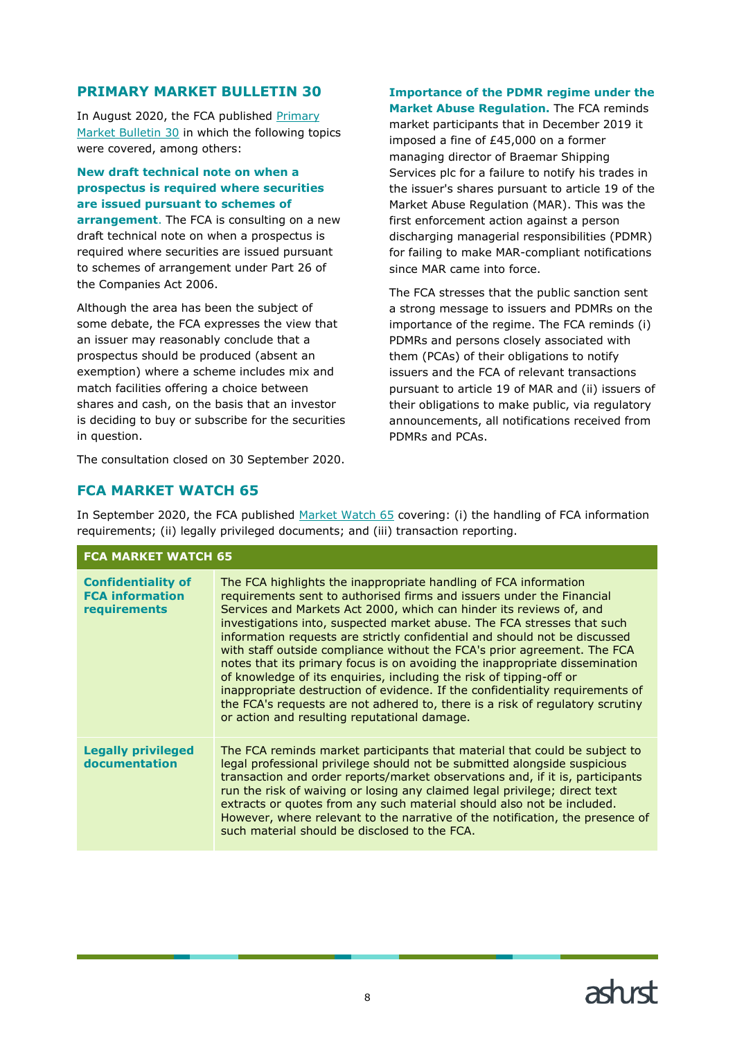## PRIMARY MARKET BULLETIN 30

In August 2020, the FCA published Primary Market Bulletin 30 in which the following topics were covered, among others:

**New draft technical note on when a prospectus is required where securities are issued pursuant to schemes of arrangement**. The FCA is consulting on a new draft technical note on when a prospectus is required where securities are issued pursuant to schemes of arrangement under Part 26 of the Companies Act 2006.

Although the area has been the subject of some debate, the FCA expresses the view that an issuer may reasonably conclude that a prospectus should be produced (absent an exemption) where a scheme includes mix and match facilities offering a choice between shares and cash, on the basis that an investor is deciding to buy or subscribe for the securities in question.

The consultation closed on 30 September 2020.

**Importance of the PDMR regime under the Market Abuse Regulation.** The FCA reminds market participants that in December 2019 it imposed a fine of £45,000 on a former managing director of Braemar Shipping Services plc for a failure to notify his trades in the issuer's shares pursuant to article 19 of the Market Abuse Regulation (MAR). This was the first enforcement action against a person discharging managerial responsibilities (PDMR) for failing to make MAR-compliant notifications since MAR came into force.

The FCA stresses that the public sanction sent a strong message to issuers and PDMRs on the importance of the regime. The FCA reminds (i) PDMRs and persons closely associated with them (PCAs) of their obligations to notify issuers and the FCA of relevant transactions pursuant to article 19 of MAR and (ii) issuers of their obligations to make public, via regulatory announcements, all notifications received from PDMRs and PCAs.

## FCA MARKET WATCH 65

In September 2020, the FCA published Market Watch 65 covering: (i) the handling of FCA information requirements; (ii) legally privileged documents; and (iii) transaction reporting.

| FCA MARKET WATCH 65 | |
|---|---|
| **Confidentiality of FCA information requirements** | The FCA highlights the inappropriate handling of FCA information requirements sent to authorised firms and issuers under the Financial Services and Markets Act 2000, which can hinder its reviews of, and investigations into, suspected market abuse. The FCA stresses that such information requests are strictly confidential and should not be discussed with staff outside compliance without the FCA's prior agreement. The FCA notes that its primary focus is on avoiding the inappropriate dissemination of knowledge of its enquiries, including the risk of tipping-off or inappropriate destruction of evidence. If the confidentiality requirements of the FCA's requests are not adhered to, there is a risk of regulatory scrutiny or action and resulting reputational damage. |
| **Legally privileged documentation** | The FCA reminds market participants that material that could be subject to legal professional privilege should not be submitted alongside suspicious transaction and order reports/market observations and, if it is, participants run the risk of waiving or losing any claimed legal privilege; direct text extracts or quotes from any such material should also not be included. However, where relevant to the narrative of the notification, the presence of such material should be disclosed to the FCA. |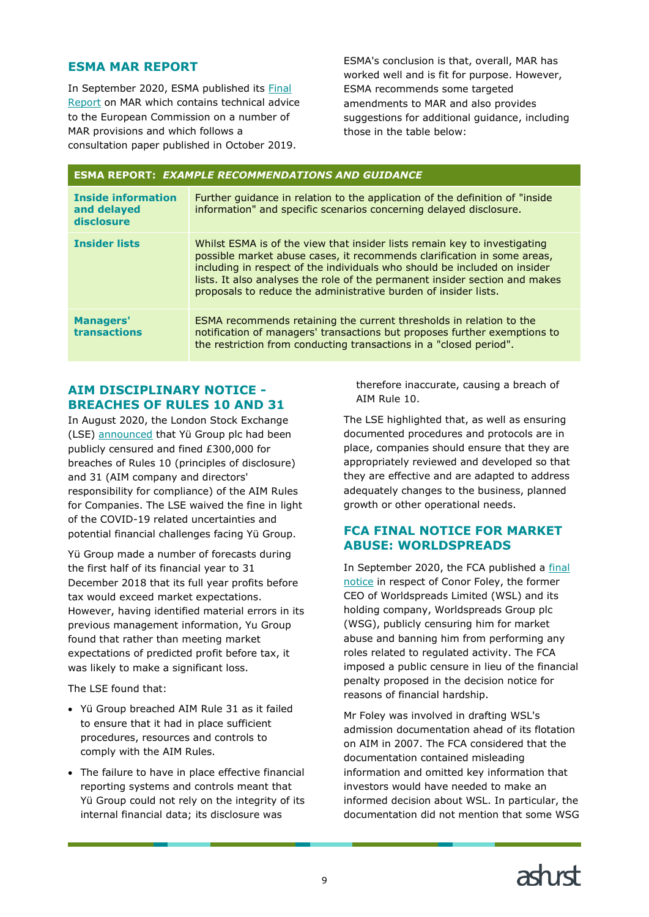## ESMA MAR REPORT

In September 2020, ESMA published its Final Report on MAR which contains technical advice to the European Commission on a number of MAR provisions and which follows a consultation paper published in October 2019.

ESMA's conclusion is that, overall, MAR has worked well and is fit for purpose. However, ESMA recommends some targeted amendments to MAR and also provides suggestions for additional guidance, including those in the table below:

| **ESMA REPORT: *EXAMPLE RECOMMENDATIONS AND GUIDANCE*** | |
|---|---|
| **Inside information and delayed disclosure** | Further guidance in relation to the application of the definition of "inside information" and specific scenarios concerning delayed disclosure. |
| **Insider lists** | Whilst ESMA is of the view that insider lists remain key to investigating possible market abuse cases, it recommends clarification in some areas, including in respect of the individuals who should be included on insider lists. It also analyses the role of the permanent insider section and makes proposals to reduce the administrative burden of insider lists. |
| **Managers' transactions** | ESMA recommends retaining the current thresholds in relation to the notification of managers' transactions but proposes further exemptions to the restriction from conducting transactions in a "closed period". |

## AIM DISCIPLINARY NOTICE - BREACHES OF RULES 10 AND 31

In August 2020, the London Stock Exchange (LSE) announced that Yü Group plc had been publicly censured and fined £300,000 for breaches of Rules 10 (principles of disclosure) and 31 (AIM company and directors' responsibility for compliance) of the AIM Rules for Companies. The LSE waived the fine in light of the COVID-19 related uncertainties and potential financial challenges facing Yü Group.

Yü Group made a number of forecasts during the first half of its financial year to 31 December 2018 that its full year profits before tax would exceed market expectations. However, having identified material errors in its previous management information, Yu Group found that rather than meeting market expectations of predicted profit before tax, it was likely to make a significant loss.

The LSE found that:

- Yü Group breached AIM Rule 31 as it failed to ensure that it had in place sufficient procedures, resources and controls to comply with the AIM Rules.
- The failure to have in place effective financial reporting systems and controls meant that Yü Group could not rely on the integrity of its internal financial data; its disclosure was therefore inaccurate, causing a breach of AIM Rule 10.

The LSE highlighted that, as well as ensuring documented procedures and protocols are in place, companies should ensure that they are appropriately reviewed and developed so that they are effective and are adapted to address adequately changes to the business, planned growth or other operational needs.

## FCA FINAL NOTICE FOR MARKET ABUSE: WORLDSPREADS

In September 2020, the FCA published a final notice in respect of Conor Foley, the former CEO of Worldspreads Limited (WSL) and its holding company, Worldspreads Group plc (WSG), publicly censuring him for market abuse and banning him from performing any roles related to regulated activity. The FCA imposed a public censure in lieu of the financial penalty proposed in the decision notice for reasons of financial hardship.

Mr Foley was involved in drafting WSL's admission documentation ahead of its flotation on AIM in 2007. The FCA considered that the documentation contained misleading information and omitted key information that investors would have needed to make an informed decision about WSL. In particular, the documentation did not mention that some WSG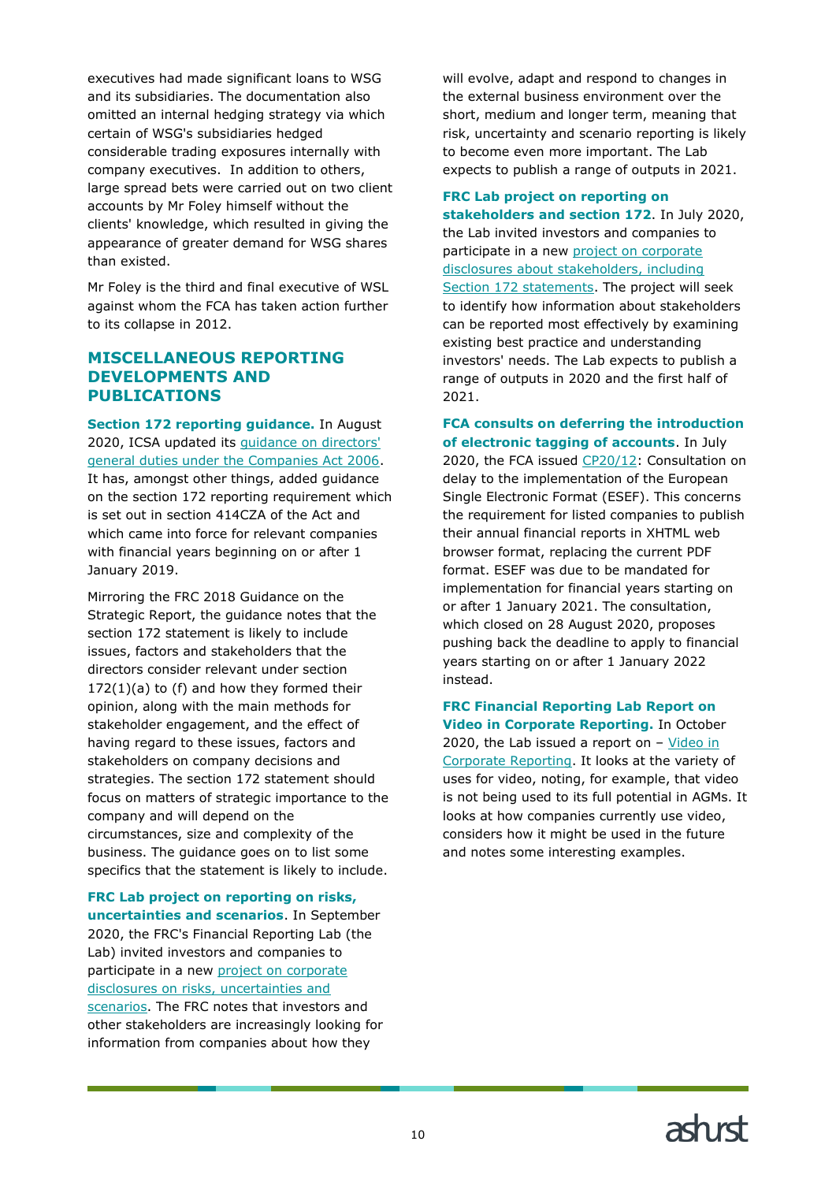executives had made significant loans to WSG and its subsidiaries. The documentation also omitted an internal hedging strategy via which certain of WSG's subsidiaries hedged considerable trading exposures internally with company executives. In addition to others, large spread bets were carried out on two client accounts by Mr Foley himself without the clients' knowledge, which resulted in giving the appearance of greater demand for WSG shares than existed.

Mr Foley is the third and final executive of WSL against whom the FCA has taken action further to its collapse in 2012.

## MISCELLANEOUS REPORTING DEVELOPMENTS AND PUBLICATIONS

**Section 172 reporting guidance.** In August 2020, ICSA updated its guidance on directors' general duties under the Companies Act 2006. It has, amongst other things, added guidance on the section 172 reporting requirement which is set out in section 414CZA of the Act and which came into force for relevant companies with financial years beginning on or after 1 January 2019.

Mirroring the FRC 2018 Guidance on the Strategic Report, the guidance notes that the section 172 statement is likely to include issues, factors and stakeholders that the directors consider relevant under section 172(1)(a) to (f) and how they formed their opinion, along with the main methods for stakeholder engagement, and the effect of having regard to these issues, factors and stakeholders on company decisions and strategies. The section 172 statement should focus on matters of strategic importance to the company and will depend on the circumstances, size and complexity of the business. The guidance goes on to list some specifics that the statement is likely to include.

**FRC Lab project on reporting on risks, uncertainties and scenarios**. In September 2020, the FRC's Financial Reporting Lab (the Lab) invited investors and companies to participate in a new project on corporate disclosures on risks, uncertainties and scenarios. The FRC notes that investors and other stakeholders are increasingly looking for information from companies about how they will evolve, adapt and respond to changes in the external business environment over the short, medium and longer term, meaning that risk, uncertainty and scenario reporting is likely to become even more important. The Lab expects to publish a range of outputs in 2021.

**FRC Lab project on reporting on stakeholders and section 172**. In July 2020, the Lab invited investors and companies to participate in a new project on corporate disclosures about stakeholders, including Section 172 statements. The project will seek to identify how information about stakeholders can be reported most effectively by examining existing best practice and understanding investors' needs. The Lab expects to publish a range of outputs in 2020 and the first half of 2021.

**FCA consults on deferring the introduction of electronic tagging of accounts**. In July 2020, the FCA issued CP20/12: Consultation on delay to the implementation of the European Single Electronic Format (ESEF). This concerns the requirement for listed companies to publish their annual financial reports in XHTML web browser format, replacing the current PDF format. ESEF was due to be mandated for implementation for financial years starting on or after 1 January 2021. The consultation, which closed on 28 August 2020, proposes pushing back the deadline to apply to financial years starting on or after 1 January 2022 instead.

**FRC Financial Reporting Lab Report on Video in Corporate Reporting.** In October 2020, the Lab issued a report on – Video in Corporate Reporting. It looks at the variety of uses for video, noting, for example, that video is not being used to its full potential in AGMs. It looks at how companies currently use video, considers how it might be used in the future and notes some interesting examples.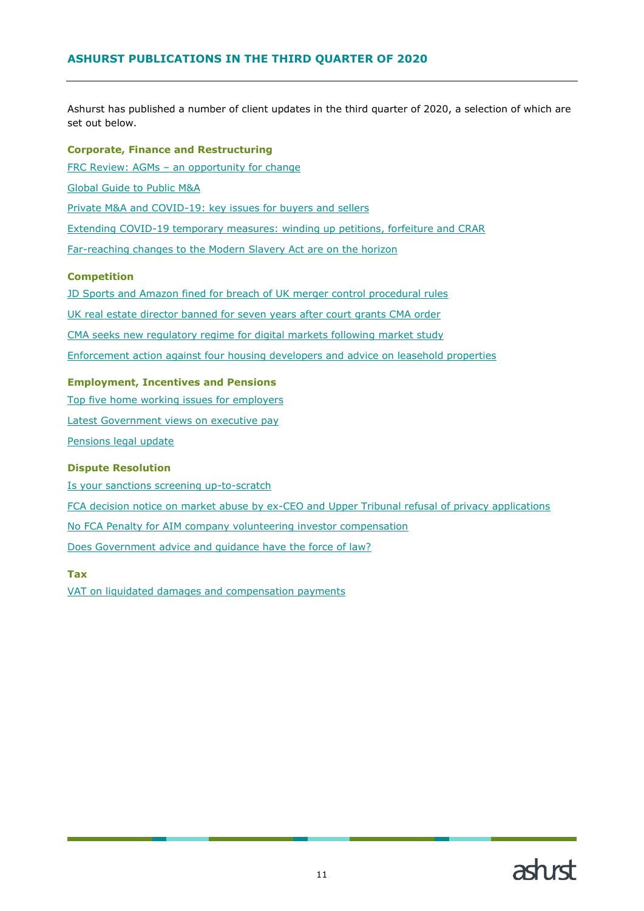## ASHURST PUBLICATIONS IN THE THIRD QUARTER OF 2020

Ashurst has published a number of client updates in the third quarter of 2020, a selection of which are set out below.

### Corporate, Finance and Restructuring

FRC Review: AGMs – an opportunity for change

Global Guide to Public M&A

Private M&A and COVID-19: key issues for buyers and sellers

Extending COVID-19 temporary measures: winding up petitions, forfeiture and CRAR

Far-reaching changes to the Modern Slavery Act are on the horizon

### Competition

JD Sports and Amazon fined for breach of UK merger control procedural rules

UK real estate director banned for seven years after court grants CMA order

CMA seeks new regulatory regime for digital markets following market study

Enforcement action against four housing developers and advice on leasehold properties

### Employment, Incentives and Pensions

Top five home working issues for employers

Latest Government views on executive pay

Pensions legal update

### Dispute Resolution

Is your sanctions screening up-to-scratch

FCA decision notice on market abuse by ex-CEO and Upper Tribunal refusal of privacy applications

No FCA Penalty for AIM company volunteering investor compensation

Does Government advice and guidance have the force of law?

### Tax

VAT on liquidated damages and compensation payments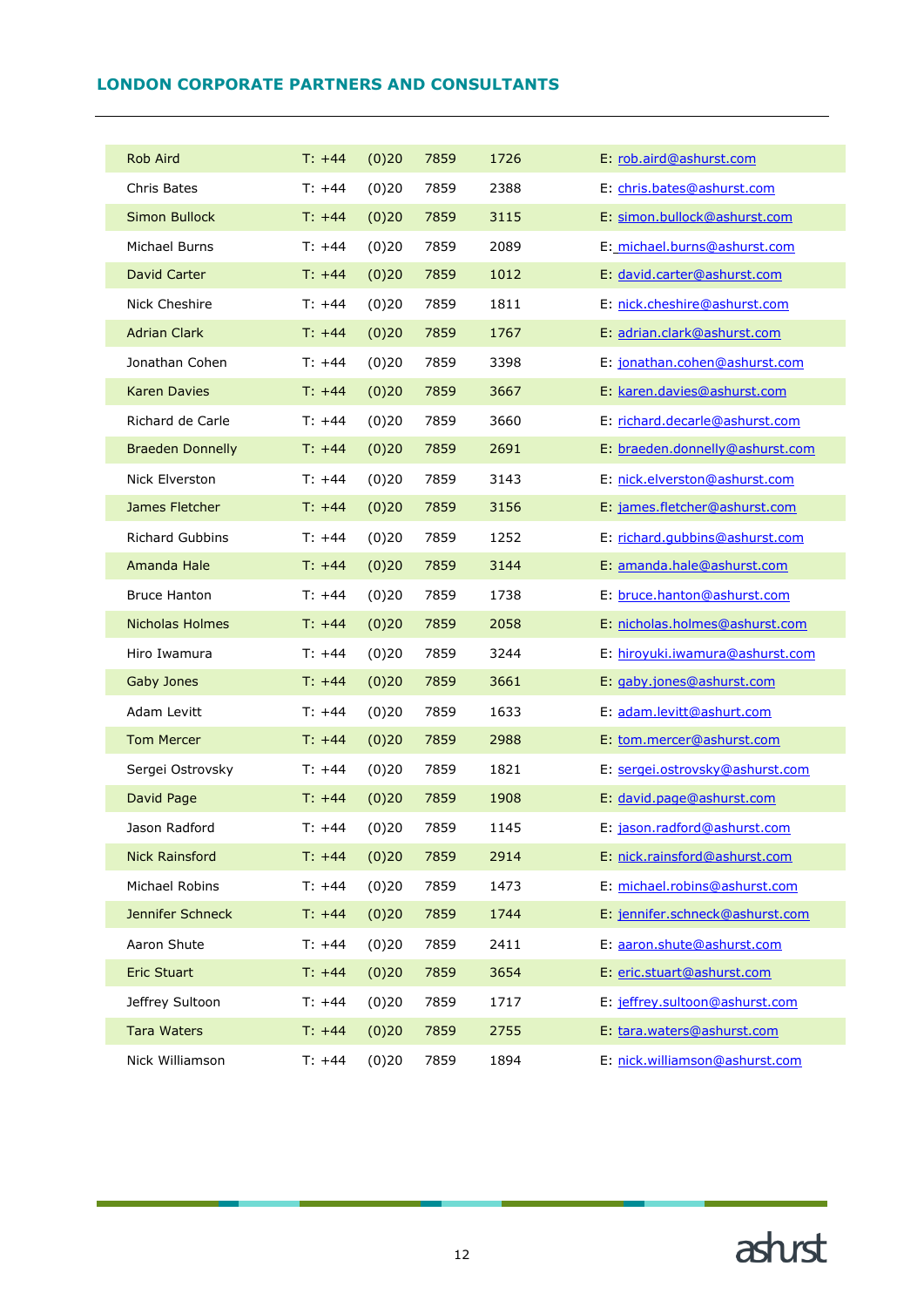## LONDON CORPORATE PARTNERS AND CONSULTANTS

| | | | | | |
|---|---|---|---|---|---|
| Rob Aird | T: +44 | (0)20 | 7859 | 1726 | E: rob.aird@ashurst.com |
| Chris Bates | T: +44 | (0)20 | 7859 | 2388 | E: chris.bates@ashurst.com |
| Simon Bullock | T: +44 | (0)20 | 7859 | 3115 | E: simon.bullock@ashurst.com |
| Michael Burns | T: +44 | (0)20 | 7859 | 2089 | E: michael.burns@ashurst.com |
| David Carter | T: +44 | (0)20 | 7859 | 1012 | E: david.carter@ashurst.com |
| Nick Cheshire | T: +44 | (0)20 | 7859 | 1811 | E: nick.cheshire@ashurst.com |
| Adrian Clark | T: +44 | (0)20 | 7859 | 1767 | E: adrian.clark@ashurst.com |
| Jonathan Cohen | T: +44 | (0)20 | 7859 | 3398 | E: jonathan.cohen@ashurst.com |
| Karen Davies | T: +44 | (0)20 | 7859 | 3667 | E: karen.davies@ashurst.com |
| Richard de Carle | T: +44 | (0)20 | 7859 | 3660 | E: richard.decarle@ashurst.com |
| Braeden Donnelly | T: +44 | (0)20 | 7859 | 2691 | E: braeden.donnelly@ashurst.com |
| Nick Elverston | T: +44 | (0)20 | 7859 | 3143 | E: nick.elverston@ashurst.com |
| James Fletcher | T: +44 | (0)20 | 7859 | 3156 | E: james.fletcher@ashurst.com |
| Richard Gubbins | T: +44 | (0)20 | 7859 | 1252 | E: richard.gubbins@ashurst.com |
| Amanda Hale | T: +44 | (0)20 | 7859 | 3144 | E: amanda.hale@ashurst.com |
| Bruce Hanton | T: +44 | (0)20 | 7859 | 1738 | E: bruce.hanton@ashurst.com |
| Nicholas Holmes | T: +44 | (0)20 | 7859 | 2058 | E: nicholas.holmes@ashurst.com |
| Hiro Iwamura | T: +44 | (0)20 | 7859 | 3244 | E: hiroyuki.iwamura@ashurst.com |
| Gaby Jones | T: +44 | (0)20 | 7859 | 3661 | E: gaby.jones@ashurst.com |
| Adam Levitt | T: +44 | (0)20 | 7859 | 1633 | E: adam.levitt@ashurt.com |
| Tom Mercer | T: +44 | (0)20 | 7859 | 2988 | E: tom.mercer@ashurst.com |
| Sergei Ostrovsky | T: +44 | (0)20 | 7859 | 1821 | E: sergei.ostrovsky@ashurst.com |
| David Page | T: +44 | (0)20 | 7859 | 1908 | E: david.page@ashurst.com |
| Jason Radford | T: +44 | (0)20 | 7859 | 1145 | E: jason.radford@ashurst.com |
| Nick Rainsford | T: +44 | (0)20 | 7859 | 2914 | E: nick.rainsford@ashurst.com |
| Michael Robins | T: +44 | (0)20 | 7859 | 1473 | E: michael.robins@ashurst.com |
| Jennifer Schneck | T: +44 | (0)20 | 7859 | 1744 | E: jennifer.schneck@ashurst.com |
| Aaron Shute | T: +44 | (0)20 | 7859 | 2411 | E: aaron.shute@ashurst.com |
| Eric Stuart | T: +44 | (0)20 | 7859 | 3654 | E: eric.stuart@ashurst.com |
| Jeffrey Sultoon | T: +44 | (0)20 | 7859 | 1717 | E: jeffrey.sultoon@ashurst.com |
| Tara Waters | T: +44 | (0)20 | 7859 | 2755 | E: tara.waters@ashurst.com |
| Nick Williamson | T: +44 | (0)20 | 7859 | 1894 | E: nick.williamson@ashurst.com |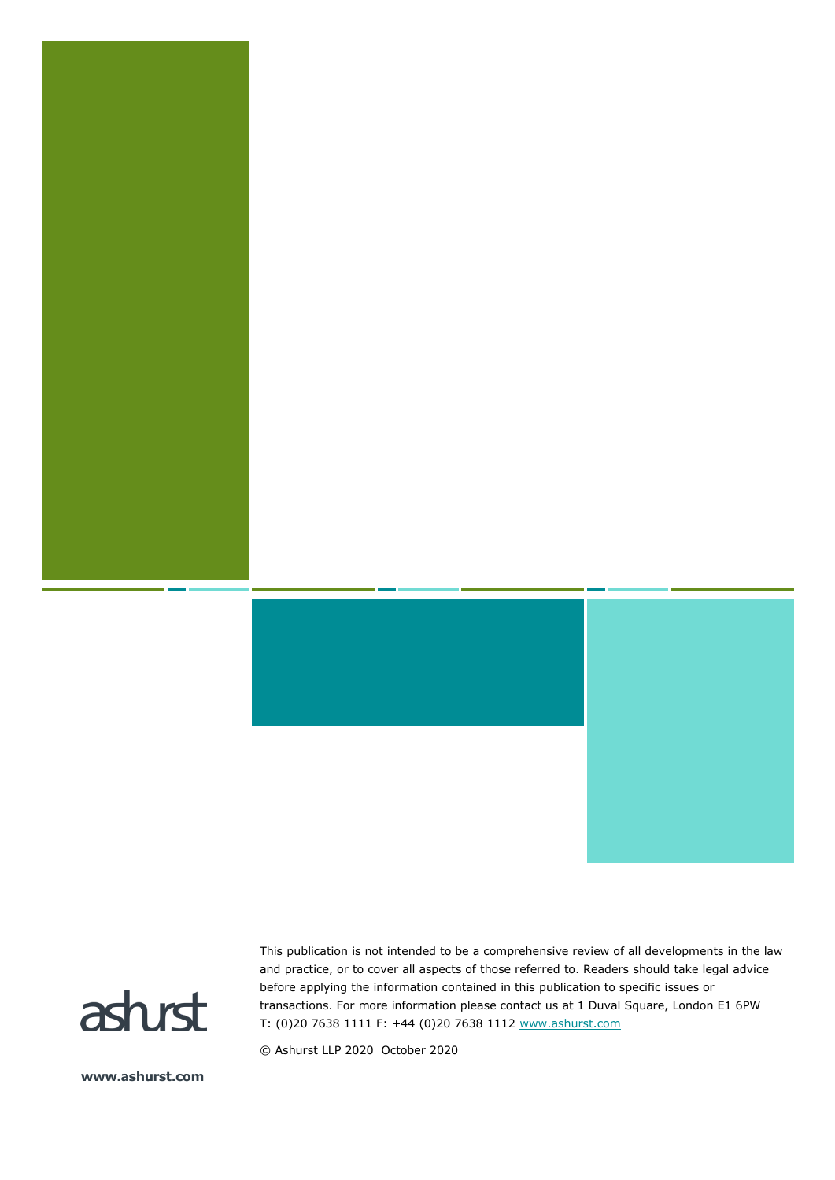ashurst

This publication is not intended to be a comprehensive review of all developments in the law and practice, or to cover all aspects of those referred to. Readers should take legal advice before applying the information contained in this publication to specific issues or transactions. For more information please contact us at 1 Duval Square, London E1 6PW T: (0)20 7638 1111 F: +44 (0)20 7638 1112 [www.ashurst.com](http://www.ashurst.com)

© Ashurst LLP 2020 October 2020

**www.ashurst.com**